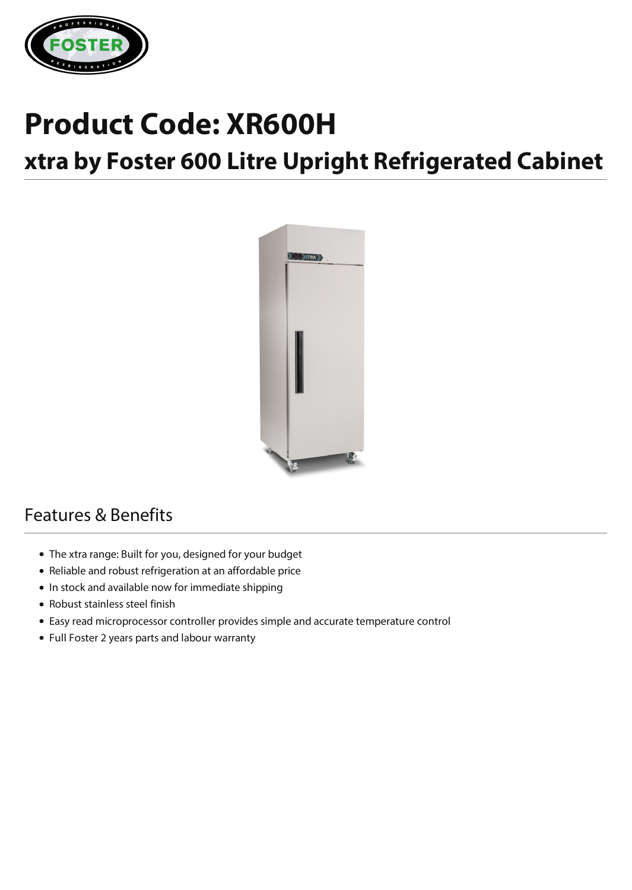# Product Code: XR600H

## xtra by Foster 600 Litre Upright Refrigerated Cabinet

## Features & Benefits

- The xtra range: Built for you, designed for your budget
- Reliable and robust refrigeration at an affordable price
- In stock and available now for immediate shipping
- Robust stainless steel finish
- Easy read microprocessor controller provides simple and accurate temperature control
- Full Foster 2 years parts and labour warranty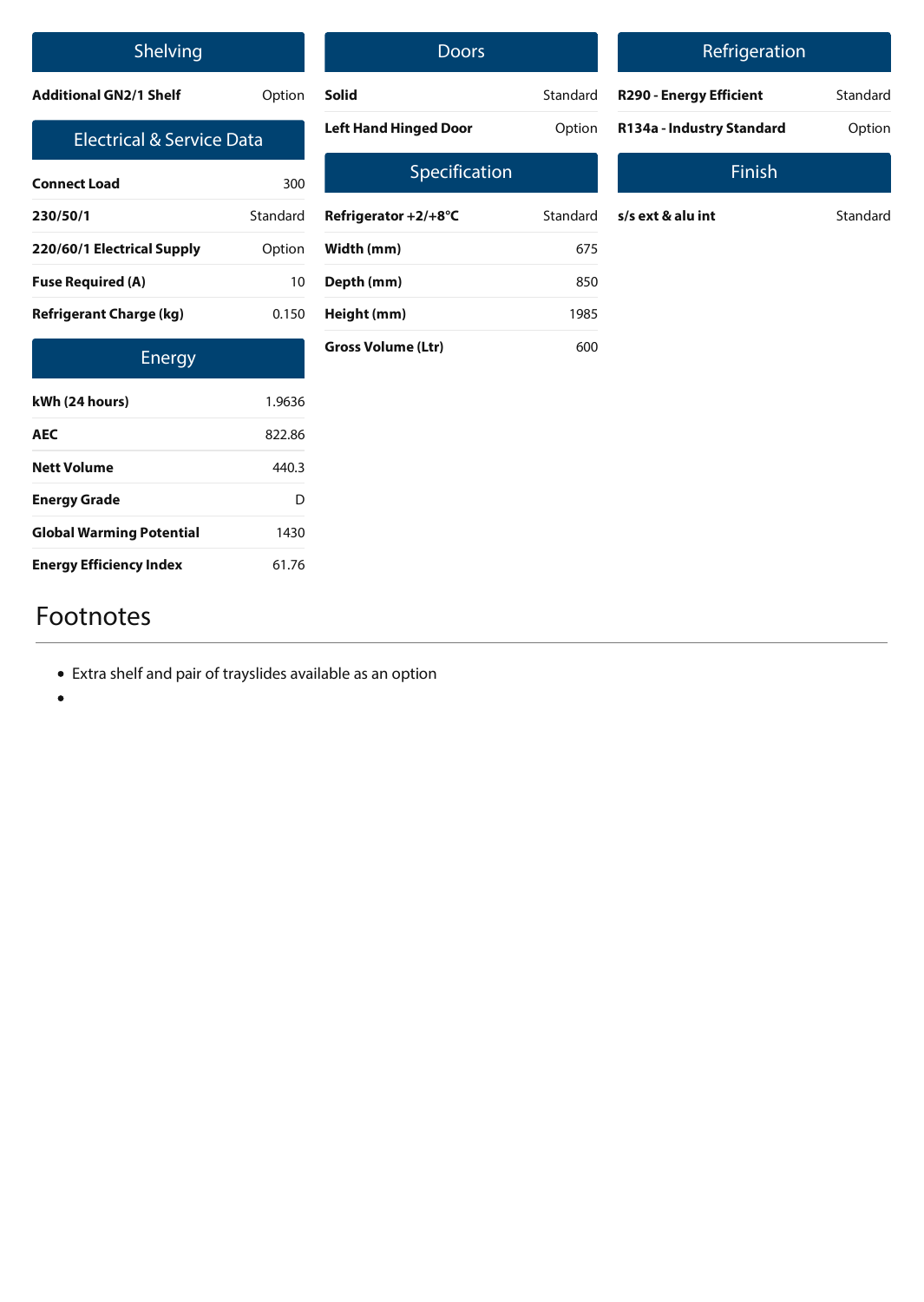## Shelving

| | |
|---|---|
| **Additional GN2/1 Shelf** | Option |

## Electrical & Service Data

| | |
|---|---|
| **Connect Load** | 300 |
| **230/50/1** | Standard |
| **220/60/1 Electrical Supply** | Option |
| **Fuse Required (A)** | 10 |
| **Refrigerant Charge (kg)** | 0.150 |

## Energy

| | |
|---|---|
| **kWh (24 hours)** | 1.9636 |
| **AEC** | 822.86 |
| **Nett Volume** | 440.3 |
| **Energy Grade** | D |
| **Global Warming Potential** | 1430 |
| **Energy Efficiency Index** | 61.76 |

## Doors

| | |
|---|---|
| **Solid** | Standard |
| **Left Hand Hinged Door** | Option |

## Specification

| | |
|---|---|
| **Refrigerator +2/+8°C** | Standard |
| **Width (mm)** | 675 |
| **Depth (mm)** | 850 |
| **Height (mm)** | 1985 |
| **Gross Volume (Ltr)** | 600 |

## Refrigeration

| | |
|---|---|
| **R290 - Energy Efficient** | Standard |
| **R134a - Industry Standard** | Option |

## Finish

| | |
|---|---|
| **s/s ext & alu int** | Standard |

# Footnotes

- Extra shelf and pair of trayslides available as an option
-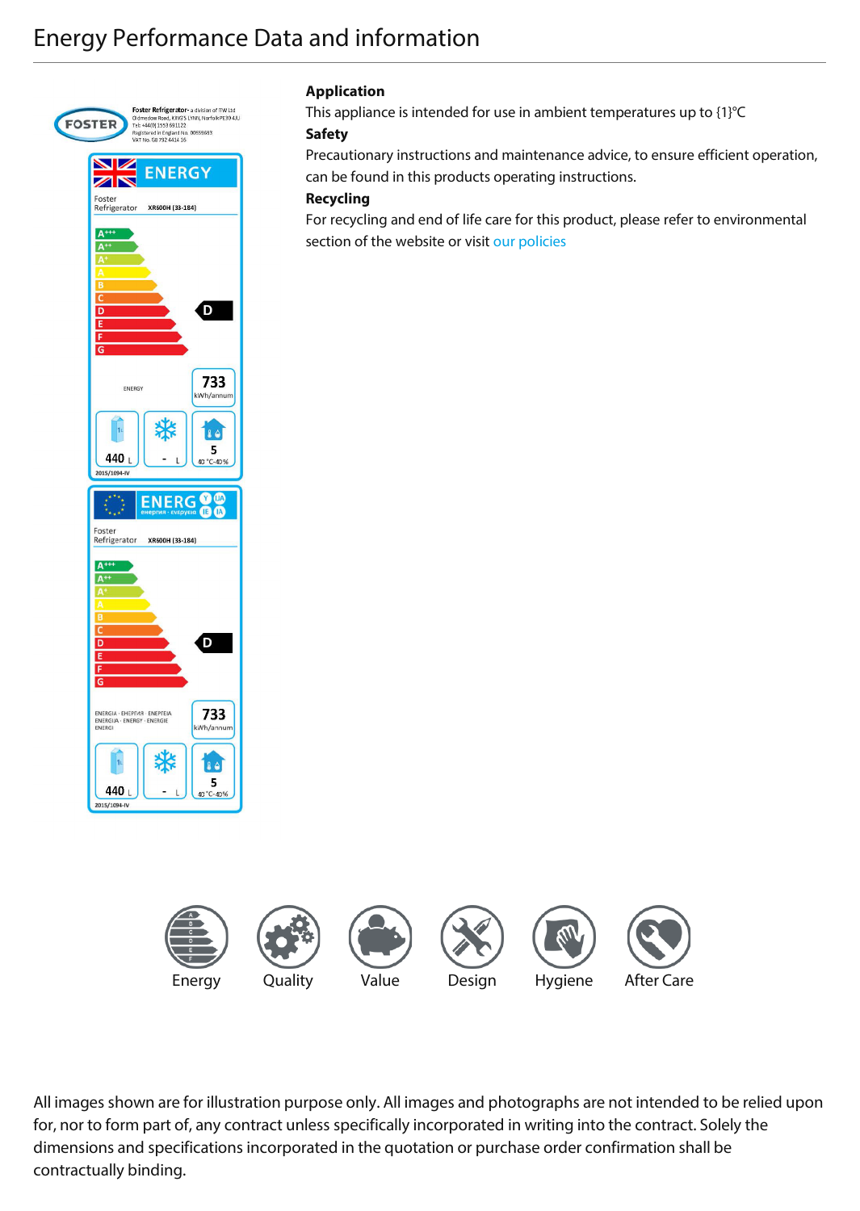# Energy Performance Data and information

Foster Refrigerator - a division of ITW Ltd
Oldmedow Road, KING'S LYNN, Norfolk PE30 4JU
Tel: +44(0)1553 691122
Registered in England No. 00659693
VAT No. GB 792 4414 16

ENERGY

Foster Refrigerator XR600H (33-184)

A+++
A++
A+
A
B
C
D
E
F
G

D

ENERGY

733 kWh/annum

440 L

- L

5
40 °C-40 %

2015/1094-IV

ENERGY

Foster Refrigerator XR600H (33-184)

A+++
A++
A+
A
B
C
D
E
F
G

D

ENERGIA · ЕНЕРГИЯ · ΕΝΕΡΓΕΙΑ
ENERGIJA · ENERGY · ENERGIE
ENERGI

733 kWh/annum

440 L

- L

5
40 °C-40 %

2015/1094-IV

**Application**

This appliance is intended for use in ambient temperatures up to {1}°C

**Safety**

Precautionary instructions and maintenance advice, to ensure efficient operation, can be found in this products operating instructions.

**Recycling**

For recycling and end of life care for this product, please refer to environmental section of the website or visit our policies

Energy Quality Value Design Hygiene After Care

All images shown are for illustration purpose only. All images and photographs are not intended to be relied upon for, nor to form part of, any contract unless specifically incorporated in writing into the contract. Solely the dimensions and specifications incorporated in the quotation or purchase order confirmation shall be contractually binding.